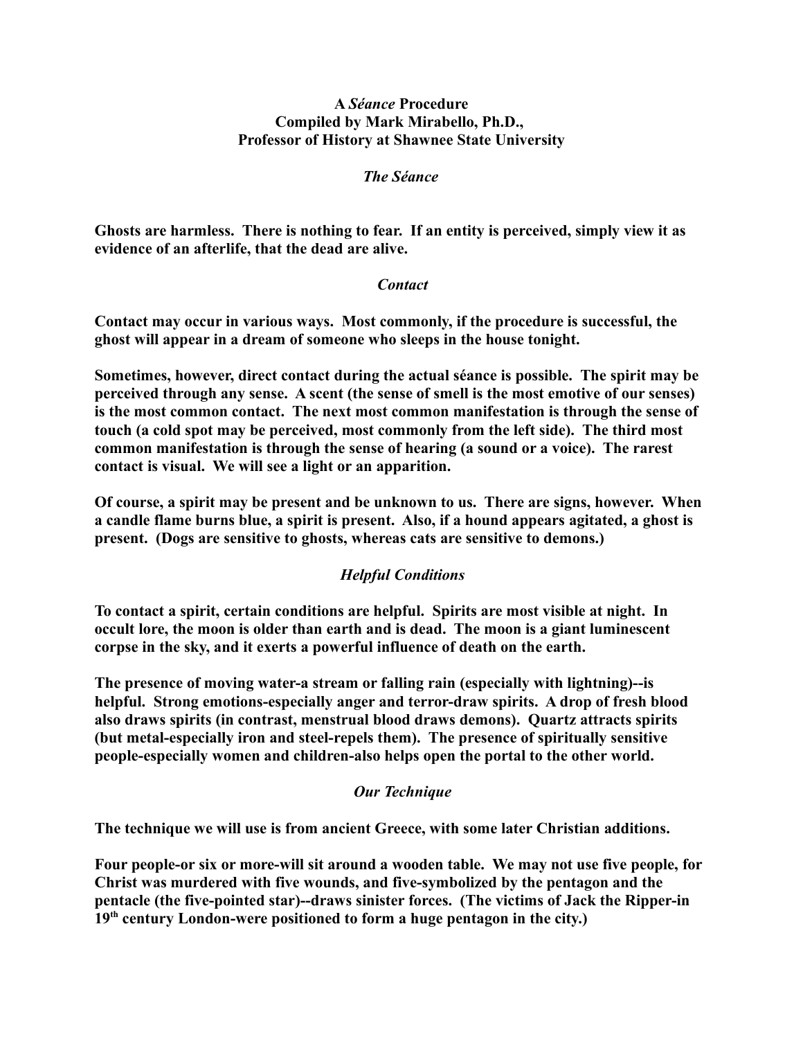**A *Séance* Procedure**
**Compiled by Mark Mirabello, Ph.D.,**
**Professor of History at Shawnee State University**

## *The Séance*

**Ghosts are harmless. There is nothing to fear. If an entity is perceived, simply view it as evidence of an afterlife, that the dead are alive.**

### *Contact*

**Contact may occur in various ways. Most commonly, if the procedure is successful, the ghost will appear in a dream of someone who sleeps in the house tonight.**

**Sometimes, however, direct contact during the actual séance is possible. The spirit may be perceived through any sense. A scent (the sense of smell is the most emotive of our senses) is the most common contact. The next most common manifestation is through the sense of touch (a cold spot may be perceived, most commonly from the left side). The third most common manifestation is through the sense of hearing (a sound or a voice). The rarest contact is visual. We will see a light or an apparition.**

**Of course, a spirit may be present and be unknown to us. There are signs, however. When a candle flame burns blue, a spirit is present. Also, if a hound appears agitated, a ghost is present. (Dogs are sensitive to ghosts, whereas cats are sensitive to demons.)**

### *Helpful Conditions*

**To contact a spirit, certain conditions are helpful. Spirits are most visible at night. In occult lore, the moon is older than earth and is dead. The moon is a giant luminescent corpse in the sky, and it exerts a powerful influence of death on the earth.**

**The presence of moving water-a stream or falling rain (especially with lightning)--is helpful. Strong emotions-especially anger and terror-draw spirits. A drop of fresh blood also draws spirits (in contrast, menstrual blood draws demons). Quartz attracts spirits (but metal-especially iron and steel-repels them). The presence of spiritually sensitive people-especially women and children-also helps open the portal to the other world.**

### *Our Technique*

**The technique we will use is from ancient Greece, with some later Christian additions.**

**Four people-or six or more-will sit around a wooden table. We may not use five people, for Christ was murdered with five wounds, and five-symbolized by the pentagon and the pentacle (the five-pointed star)--draws sinister forces. (The victims of Jack the Ripper-in 19th century London-were positioned to form a huge pentagon in the city.)**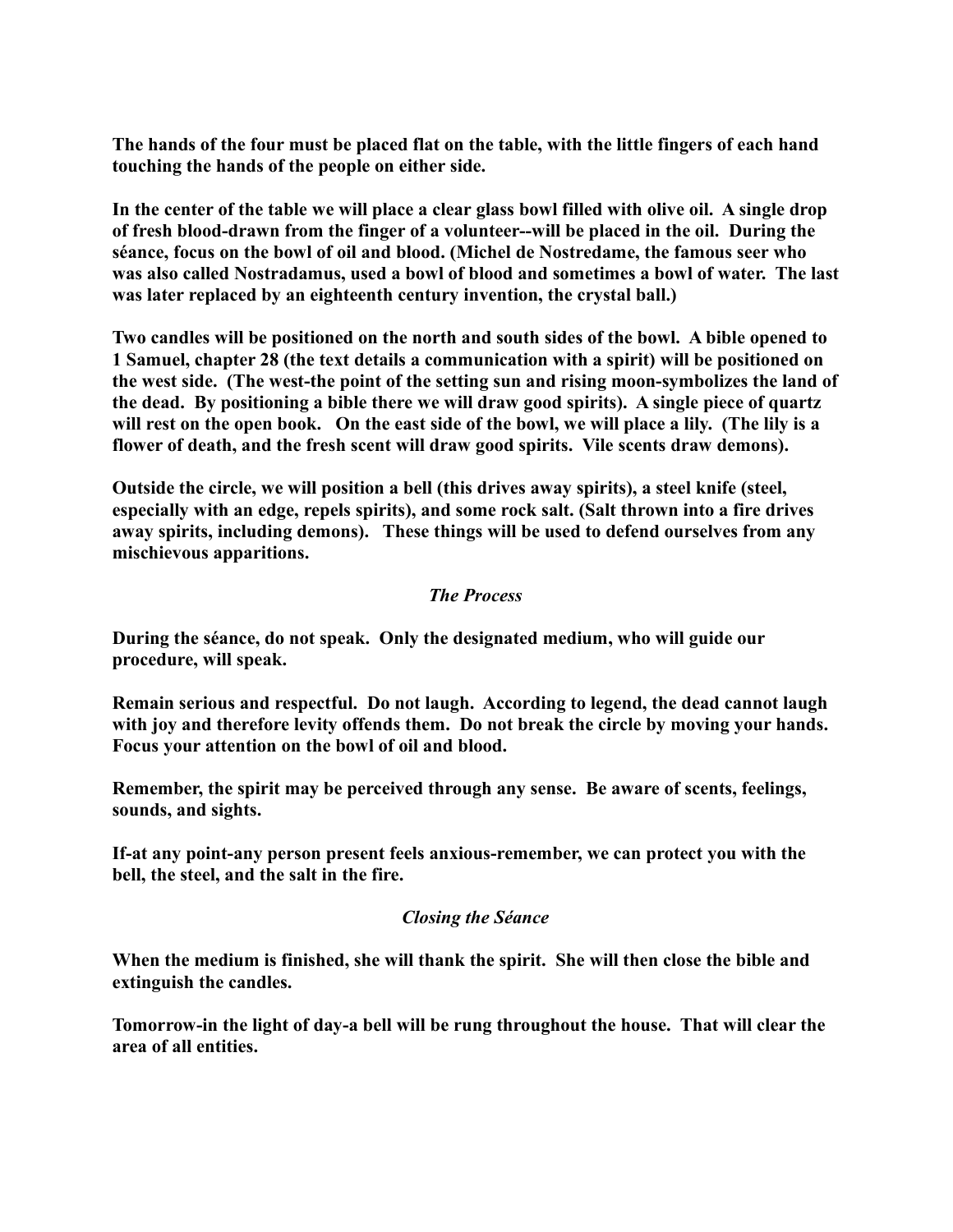**The hands of the four must be placed flat on the table, with the little fingers of each hand touching the hands of the people on either side.**

**In the center of the table we will place a clear glass bowl filled with olive oil. A single drop of fresh blood-drawn from the finger of a volunteer--will be placed in the oil. During the séance, focus on the bowl of oil and blood. (Michel de Nostredame, the famous seer who was also called Nostradamus, used a bowl of blood and sometimes a bowl of water. The last was later replaced by an eighteenth century invention, the crystal ball.)**

**Two candles will be positioned on the north and south sides of the bowl. A bible opened to 1 Samuel, chapter 28 (the text details a communication with a spirit) will be positioned on the west side. (The west-the point of the setting sun and rising moon-symbolizes the land of the dead. By positioning a bible there we will draw good spirits). A single piece of quartz will rest on the open book. On the east side of the bowl, we will place a lily. (The lily is a flower of death, and the fresh scent will draw good spirits. Vile scents draw demons).**

**Outside the circle, we will position a bell (this drives away spirits), a steel knife (steel, especially with an edge, repels spirits), and some rock salt. (Salt thrown into a fire drives away spirits, including demons). These things will be used to defend ourselves from any mischievous apparitions.**

### *The Process*

**During the séance, do not speak. Only the designated medium, who will guide our procedure, will speak.**

**Remain serious and respectful. Do not laugh. According to legend, the dead cannot laugh with joy and therefore levity offends them. Do not break the circle by moving your hands. Focus your attention on the bowl of oil and blood.**

**Remember, the spirit may be perceived through any sense. Be aware of scents, feelings, sounds, and sights.**

**If-at any point-any person present feels anxious-remember, we can protect you with the bell, the steel, and the salt in the fire.**

### *Closing the Séance*

**When the medium is finished, she will thank the spirit. She will then close the bible and extinguish the candles.**

**Tomorrow-in the light of day-a bell will be rung throughout the house. That will clear the area of all entities.**